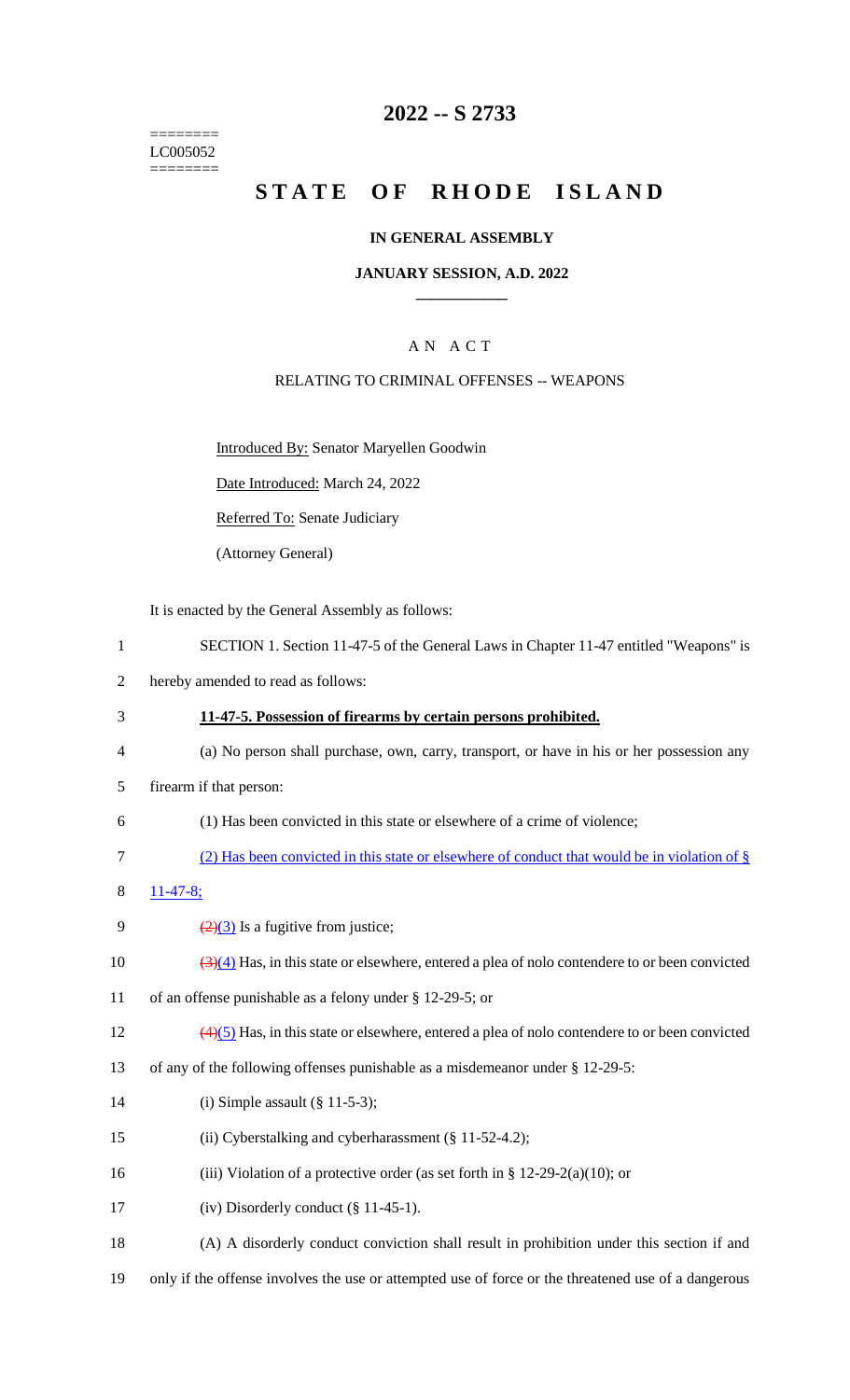========
LC005052
========

# 2022 -- S 2733

# STATE OF RHODE ISLAND

**IN GENERAL ASSEMBLY**

**JANUARY SESSION, A.D. 2022**

A N A C T

RELATING TO CRIMINAL OFFENSES -- WEAPONS

Introduced By: Senator Maryellen Goodwin

Date Introduced: March 24, 2022

Referred To: Senate Judiciary

(Attorney General)

It is enacted by the General Assembly as follows:

1 SECTION 1. Section 11-47-5 of the General Laws in Chapter 11-47 entitled "Weapons" is

2 hereby amended to read as follows:

3 **11-47-5. Possession of firearms by certain persons prohibited.**

4 (a) No person shall purchase, own, carry, transport, or have in his or her possession any

5 firearm if that person:

6 (1) Has been convicted in this state or elsewhere of a crime of violence;

7 (2) Has been convicted in this state or elsewhere of conduct that would be in violation of §

8 11-47-8;

9 ~~(2)~~(3) Is a fugitive from justice;

10 ~~(3)~~(4) Has, in this state or elsewhere, entered a plea of nolo contendere to or been convicted

11 of an offense punishable as a felony under § 12-29-5; or

12 ~~(4)~~(5) Has, in this state or elsewhere, entered a plea of nolo contendere to or been convicted

13 of any of the following offenses punishable as a misdemeanor under § 12-29-5:

14 (i) Simple assault (§ 11-5-3);

15 (ii) Cyberstalking and cyberharassment (§ 11-52-4.2);

16 (iii) Violation of a protective order (as set forth in § 12-29-2(a)(10); or

17 (iv) Disorderly conduct (§ 11-45-1).

18 (A) A disorderly conduct conviction shall result in prohibition under this section if and

19 only if the offense involves the use or attempted use of force or the threatened use of a dangerous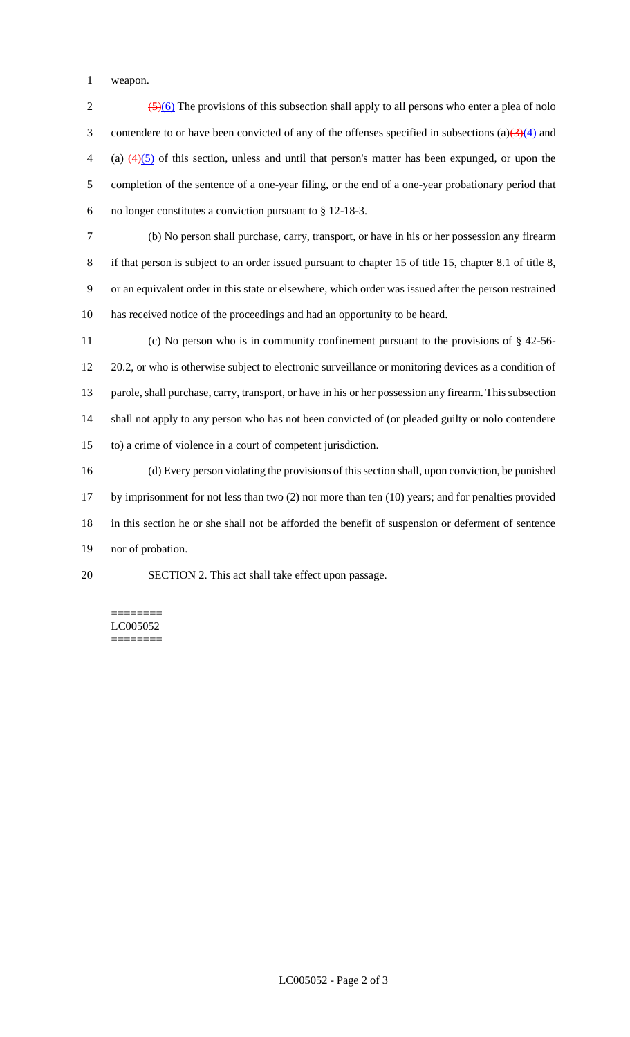weapon.

~~(5)~~(6) The provisions of this subsection shall apply to all persons who enter a plea of nolo contendere to or have been convicted of any of the offenses specified in subsections (a)~~(3)~~(4) and (a) ~~(4)~~(5) of this section, unless and until that person's matter has been expunged, or upon the completion of the sentence of a one-year filing, or the end of a one-year probationary period that no longer constitutes a conviction pursuant to § 12-18-3.

(b) No person shall purchase, carry, transport, or have in his or her possession any firearm if that person is subject to an order issued pursuant to chapter 15 of title 15, chapter 8.1 of title 8, or an equivalent order in this state or elsewhere, which order was issued after the person restrained has received notice of the proceedings and had an opportunity to be heard.

(c) No person who is in community confinement pursuant to the provisions of § 42-56-20.2, or who is otherwise subject to electronic surveillance or monitoring devices as a condition of parole, shall purchase, carry, transport, or have in his or her possession any firearm. This subsection shall not apply to any person who has not been convicted of (or pleaded guilty or nolo contendere to) a crime of violence in a court of competent jurisdiction.

(d) Every person violating the provisions of this section shall, upon conviction, be punished by imprisonment for not less than two (2) nor more than ten (10) years; and for penalties provided in this section he or she shall not be afforded the benefit of suspension or deferment of sentence nor of probation.

SECTION 2. This act shall take effect upon passage.

========
LC005052
========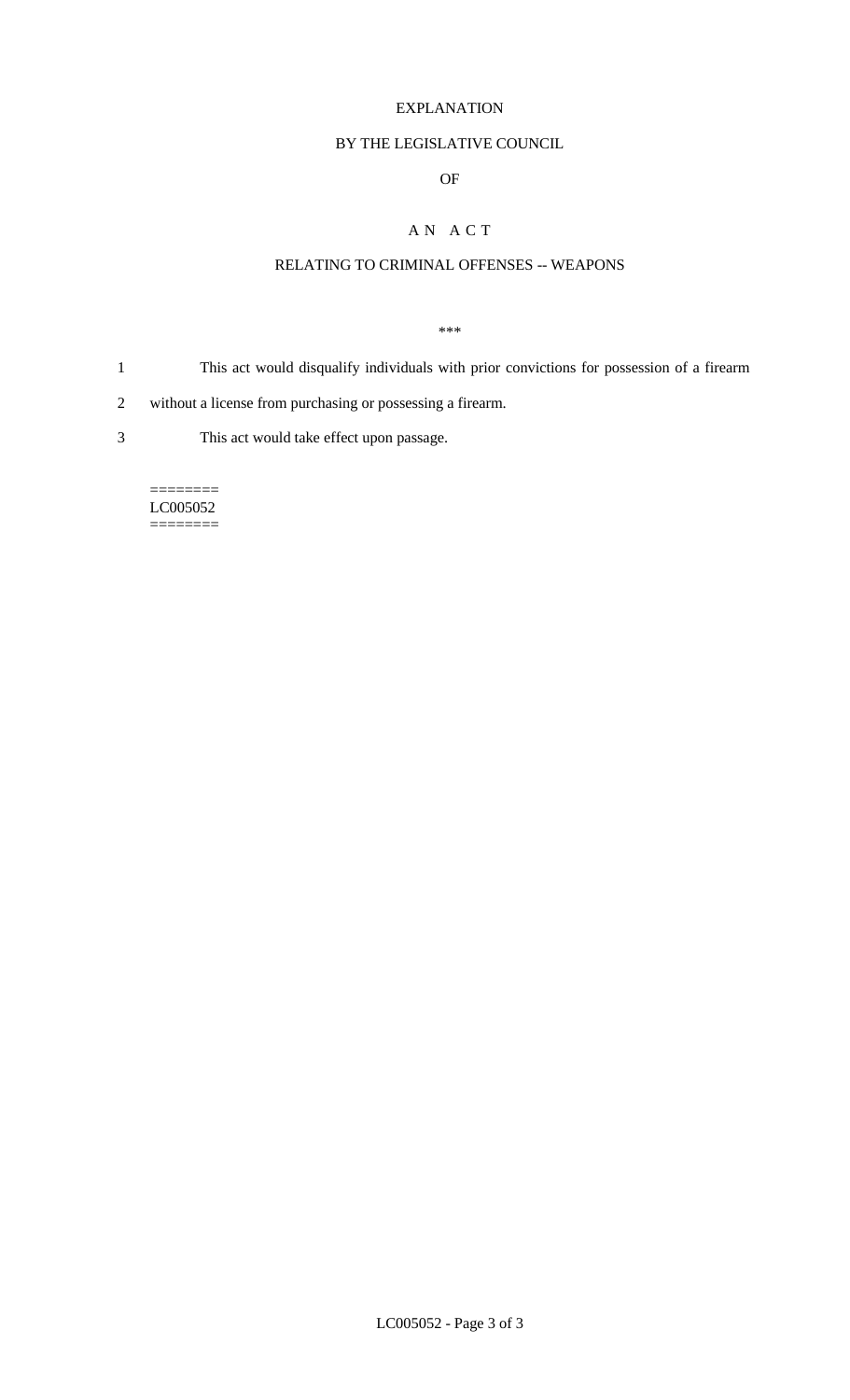EXPLANATION

BY THE LEGISLATIVE COUNCIL

OF

A N A C T

RELATING TO CRIMINAL OFFENSES -- WEAPONS

\*\*\*

This act would disqualify individuals with prior convictions for possession of a firearm without a license from purchasing or possessing a firearm.

This act would take effect upon passage.

========
LC005052
========